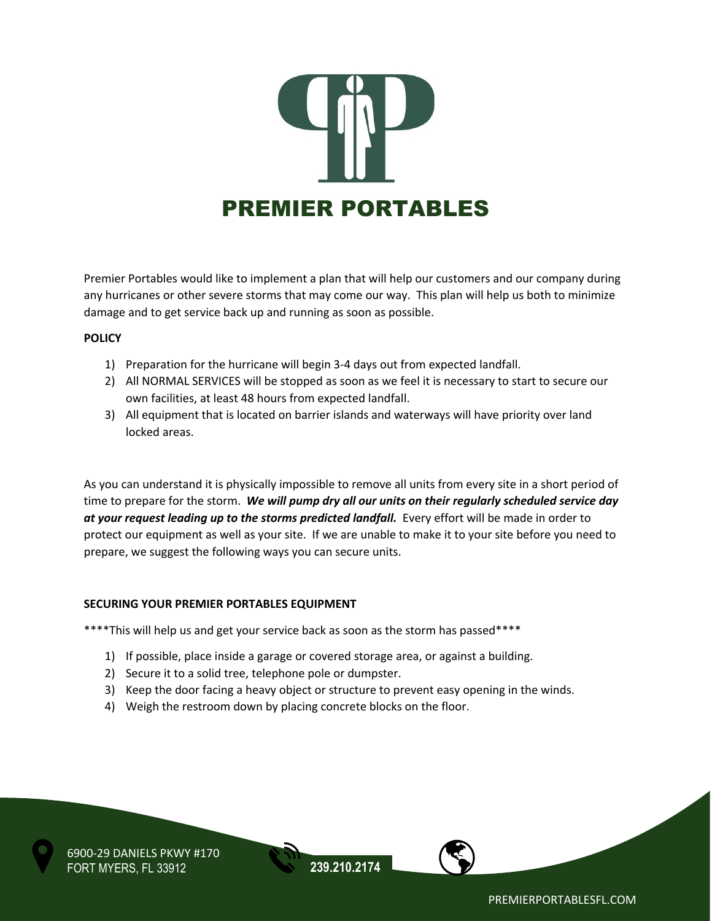# PREMIER PORTABLES

Premier Portables would like to implement a plan that will help our customers and our company during any hurricanes or other severe storms that may come our way. This plan will help us both to minimize damage and to get service back up and running as soon as possible.

**POLICY**

1) Preparation for the hurricane will begin 3-4 days out from expected landfall.
2) All NORMAL SERVICES will be stopped as soon as we feel it is necessary to start to secure our own facilities, at least 48 hours from expected landfall.
3) All equipment that is located on barrier islands and waterways will have priority over land locked areas.

As you can understand it is physically impossible to remove all units from every site in a short period of time to prepare for the storm. ***We will pump dry all our units on their regularly scheduled service day at your request leading up to the storms predicted landfall.*** Every effort will be made in order to protect our equipment as well as your site. If we are unable to make it to your site before you need to prepare, we suggest the following ways you can secure units.

**SECURING YOUR PREMIER PORTABLES EQUIPMENT**

****This will help us and get your service back as soon as the storm has passed****

1) If possible, place inside a garage or covered storage area, or against a building.
2) Secure it to a solid tree, telephone pole or dumpster.
3) Keep the door facing a heavy object or structure to prevent easy opening in the winds.
4) Weigh the restroom down by placing concrete blocks on the floor.

6900-29 DANIELS PKWY #170
FORT MYERS, FL 33912

239.210.2174

PREMIERPORTABLESFL.COM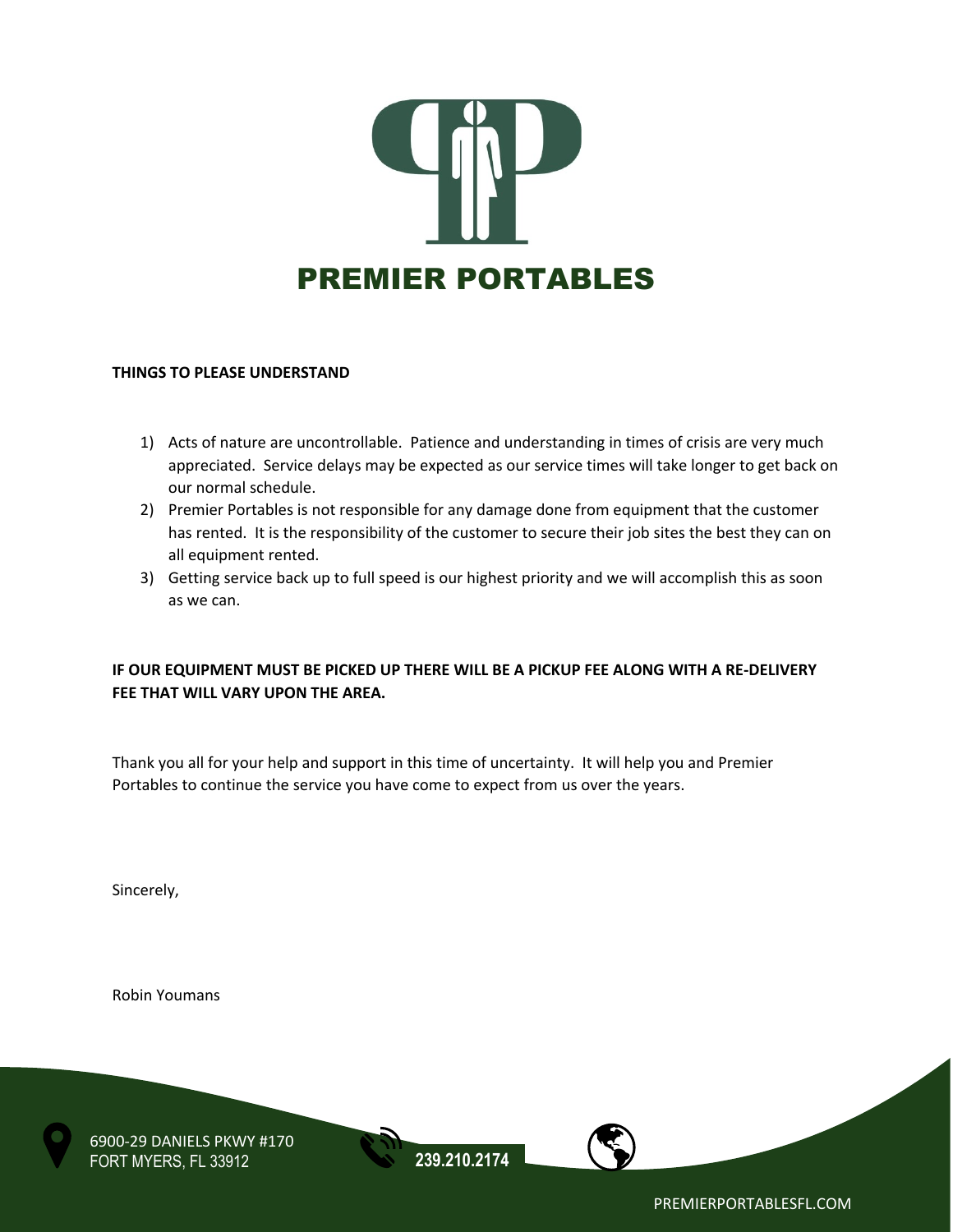# PREMIER PORTABLES

**THINGS TO PLEASE UNDERSTAND**

1) Acts of nature are uncontrollable. Patience and understanding in times of crisis are very much appreciated. Service delays may be expected as our service times will take longer to get back on our normal schedule.
2) Premier Portables is not responsible for any damage done from equipment that the customer has rented. It is the responsibility of the customer to secure their job sites the best they can on all equipment rented.
3) Getting service back up to full speed is our highest priority and we will accomplish this as soon as we can.

**IF OUR EQUIPMENT MUST BE PICKED UP THERE WILL BE A PICKUP FEE ALONG WITH A RE-DELIVERY FEE THAT WILL VARY UPON THE AREA.**

Thank you all for your help and support in this time of uncertainty. It will help you and Premier Portables to continue the service you have come to expect from us over the years.

Sincerely,

Robin Youmans

6900-29 DANIELS PKWY #170
FORT MYERS, FL 33912

239.210.2174

PREMIERPORTABLESFL.COM